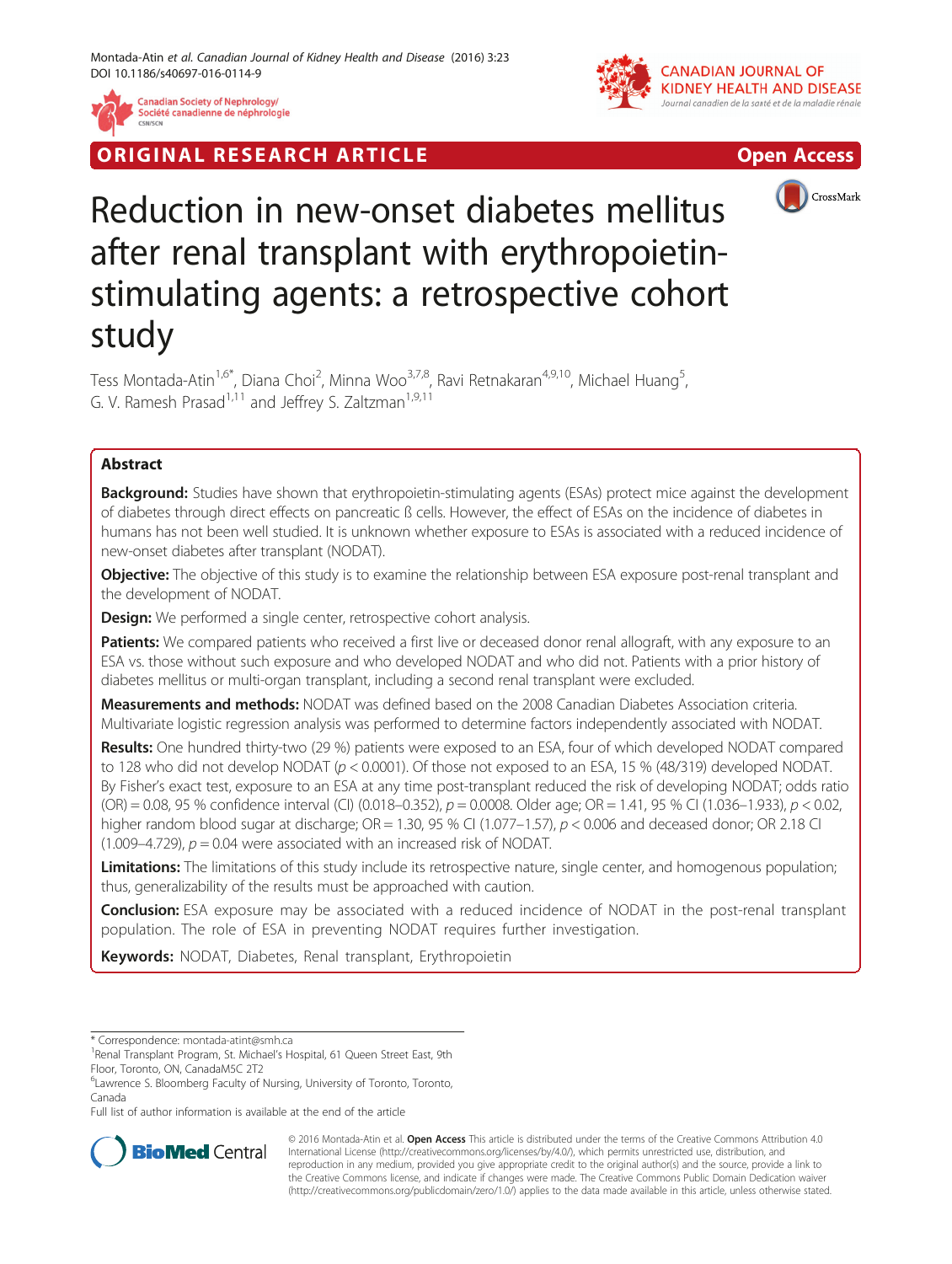ORIGINAL RESEARCH ARTICLE

Open Access

# Reduction in new-onset diabetes mellitus after renal transplant with erythropoietin-stimulating agents: a retrospective cohort study

Tess Montada-Atin[1,6*], Diana Choi[2], Minna Woo[3,7,8], Ravi Retnakaran[4,9,10], Michael Huang[5], G. V. Ramesh Prasad[1,11] and Jeffrey S. Zaltzman[1,9,11]

## Abstract

**Background:** Studies have shown that erythropoietin-stimulating agents (ESAs) protect mice against the development of diabetes through direct effects on pancreatic ß cells. However, the effect of ESAs on the incidence of diabetes in humans has not been well studied. It is unknown whether exposure to ESAs is associated with a reduced incidence of new-onset diabetes after transplant (NODAT).

**Objective:** The objective of this study is to examine the relationship between ESA exposure post-renal transplant and the development of NODAT.

**Design:** We performed a single center, retrospective cohort analysis.

**Patients:** We compared patients who received a first live or deceased donor renal allograft, with any exposure to an ESA vs. those without such exposure and who developed NODAT and who did not. Patients with a prior history of diabetes mellitus or multi-organ transplant, including a second renal transplant were excluded.

**Measurements and methods:** NODAT was defined based on the 2008 Canadian Diabetes Association criteria. Multivariate logistic regression analysis was performed to determine factors independently associated with NODAT.

**Results:** One hundred thirty-two (29 %) patients were exposed to an ESA, four of which developed NODAT compared to 128 who did not develop NODAT ($p < 0.0001$). Of those not exposed to an ESA, 15 % (48/319) developed NODAT. By Fisher's exact test, exposure to an ESA at any time post-transplant reduced the risk of developing NODAT; odds ratio (OR) = 0.08, 95 % confidence interval (CI) (0.018–0.352), $p = 0.0008$. Older age; OR = 1.41, 95 % CI (1.036–1.933), $p < 0.02$, higher random blood sugar at discharge; OR = 1.30, 95 % CI (1.077–1.57), $p < 0.006$ and deceased donor; OR 2.18 CI (1.009–4.729), $p = 0.04$ were associated with an increased risk of NODAT.

**Limitations:** The limitations of this study include its retrospective nature, single center, and homogenous population; thus, generalizability of the results must be approached with caution.

**Conclusion:** ESA exposure may be associated with a reduced incidence of NODAT in the post-renal transplant population. The role of ESA in preventing NODAT requires further investigation.

**Keywords:** NODAT, Diabetes, Renal transplant, Erythropoietin

\* Correspondence: montada-atint@smh.ca

[1]Renal Transplant Program, St. Michael's Hospital, 61 Queen Street East, 9th Floor, Toronto, ON, CanadaM5C 2T2

[6]Lawrence S. Bloomberg Faculty of Nursing, University of Toronto, Toronto, Canada

Full list of author information is available at the end of the article

© 2016 Montada-Atin et al. **Open Access** This article is distributed under the terms of the Creative Commons Attribution 4.0 International License (http://creativecommons.org/licenses/by/4.0/), which permits unrestricted use, distribution, and reproduction in any medium, provided you give appropriate credit to the original author(s) and the source, provide a link to the Creative Commons license, and indicate if changes were made. The Creative Commons Public Domain Dedication waiver (http://creativecommons.org/publicdomain/zero/1.0/) applies to the data made available in this article, unless otherwise stated.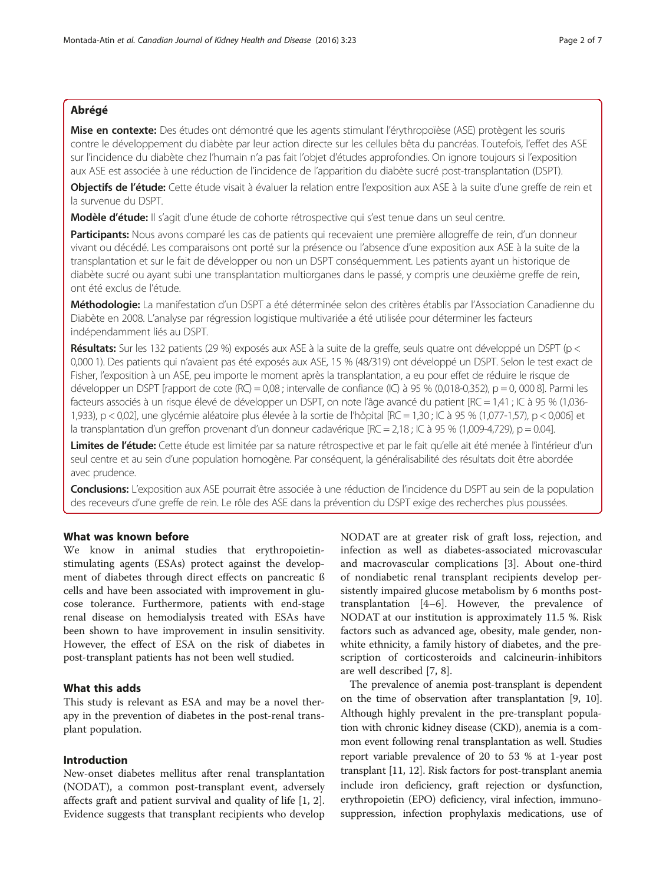## Abrégé

**Mise en contexte:** Des études ont démontré que les agents stimulant l'érythropoïèse (ASE) protègent les souris contre le développement du diabète par leur action directe sur les cellules bêta du pancréas. Toutefois, l'effet des ASE sur l'incidence du diabète chez l'humain n'a pas fait l'objet d'études approfondies. On ignore toujours si l'exposition aux ASE est associée à une réduction de l'incidence de l'apparition du diabète sucré post-transplantation (DSPT).

**Objectifs de l'étude:** Cette étude visait à évaluer la relation entre l'exposition aux ASE à la suite d'une greffe de rein et la survenue du DSPT.

**Modèle d'étude:** Il s'agit d'une étude de cohorte rétrospective qui s'est tenue dans un seul centre.

**Participants:** Nous avons comparé les cas de patients qui recevaient une première allogreffe de rein, d'un donneur vivant ou décédé. Les comparaisons ont porté sur la présence ou l'absence d'une exposition aux ASE à la suite de la transplantation et sur le fait de développer ou non un DSPT conséquemment. Les patients ayant un historique de diabète sucré ou ayant subi une transplantation multiorganes dans le passé, y compris une deuxième greffe de rein, ont été exclus de l'étude.

**Méthodologie:** La manifestation d'un DSPT a été déterminée selon des critères établis par l'Association Canadienne du Diabète en 2008. L'analyse par régression logistique multivariée a été utilisée pour déterminer les facteurs indépendamment liés au DSPT.

**Résultats:** Sur les 132 patients (29 %) exposés aux ASE à la suite de la greffe, seuls quatre ont développé un DSPT ($p <$ 0,000 1). Des patients qui n'avaient pas été exposés aux ASE, 15 % (48/319) ont développé un DSPT. Selon le test exact de Fisher, l'exposition à un ASE, peu importe le moment après la transplantation, a eu pour effet de réduire le risque de développer un DSPT [rapport de cote (RC) = 0,08 ; intervalle de confiance (IC) à 95 % (0,018-0,352), p = 0, 000 8]. Parmi les facteurs associés à un risque élevé de développer un DSPT, on note l'âge avancé du patient [RC = 1,41 ; IC à 95 % (1,036-1,933), p < 0,02], une glycémie aléatoire plus élevée à la sortie de l'hôpital [RC = 1,30 ; IC à 95 % (1,077-1,57), p < 0,006] et la transplantation d'un greffon provenant d'un donneur cadavérique [RC = 2,18 ; IC à 95 % (1,009-4,729), p = 0.04].

**Limites de l'étude:** Cette étude est limitée par sa nature rétrospective et par le fait qu'elle ait été menée à l'intérieur d'un seul centre et au sein d'une population homogène. Par conséquent, la généralisabilité des résultats doit être abordée avec prudence.

**Conclusions:** L'exposition aux ASE pourrait être associée à une réduction de l'incidence du DSPT au sein de la population des receveurs d'une greffe de rein. Le rôle des ASE dans la prévention du DSPT exige des recherches plus poussées.

## What was known before

We know in animal studies that erythropoietin-stimulating agents (ESAs) protect against the development of diabetes through direct effects on pancreatic ß cells and have been associated with improvement in glucose tolerance. Furthermore, patients with end-stage renal disease on hemodialysis treated with ESAs have been shown to have improvement in insulin sensitivity. However, the effect of ESA on the risk of diabetes in post-transplant patients has not been well studied.

## What this adds

This study is relevant as ESA and may be a novel therapy in the prevention of diabetes in the post-renal transplant population.

## Introduction

New-onset diabetes mellitus after renal transplantation (NODAT), a common post-transplant event, adversely affects graft and patient survival and quality of life [1, 2]. Evidence suggests that transplant recipients who develop NODAT are at greater risk of graft loss, rejection, and infection as well as diabetes-associated microvascular and macrovascular complications [3]. About one-third of nondiabetic renal transplant recipients develop persistently impaired glucose metabolism by 6 months post-transplantation [4–6]. However, the prevalence of NODAT at our institution is approximately 11.5 %. Risk factors such as advanced age, obesity, male gender, non-white ethnicity, a family history of diabetes, and the prescription of corticosteroids and calcineurin-inhibitors are well described [7, 8].

The prevalence of anemia post-transplant is dependent on the time of observation after transplantation [9, 10]. Although highly prevalent in the pre-transplant population with chronic kidney disease (CKD), anemia is a common event following renal transplantation as well. Studies report variable prevalence of 20 to 53 % at 1-year post transplant [11, 12]. Risk factors for post-transplant anemia include iron deficiency, graft rejection or dysfunction, erythropoietin (EPO) deficiency, viral infection, immunosuppression, infection prophylaxis medications, use of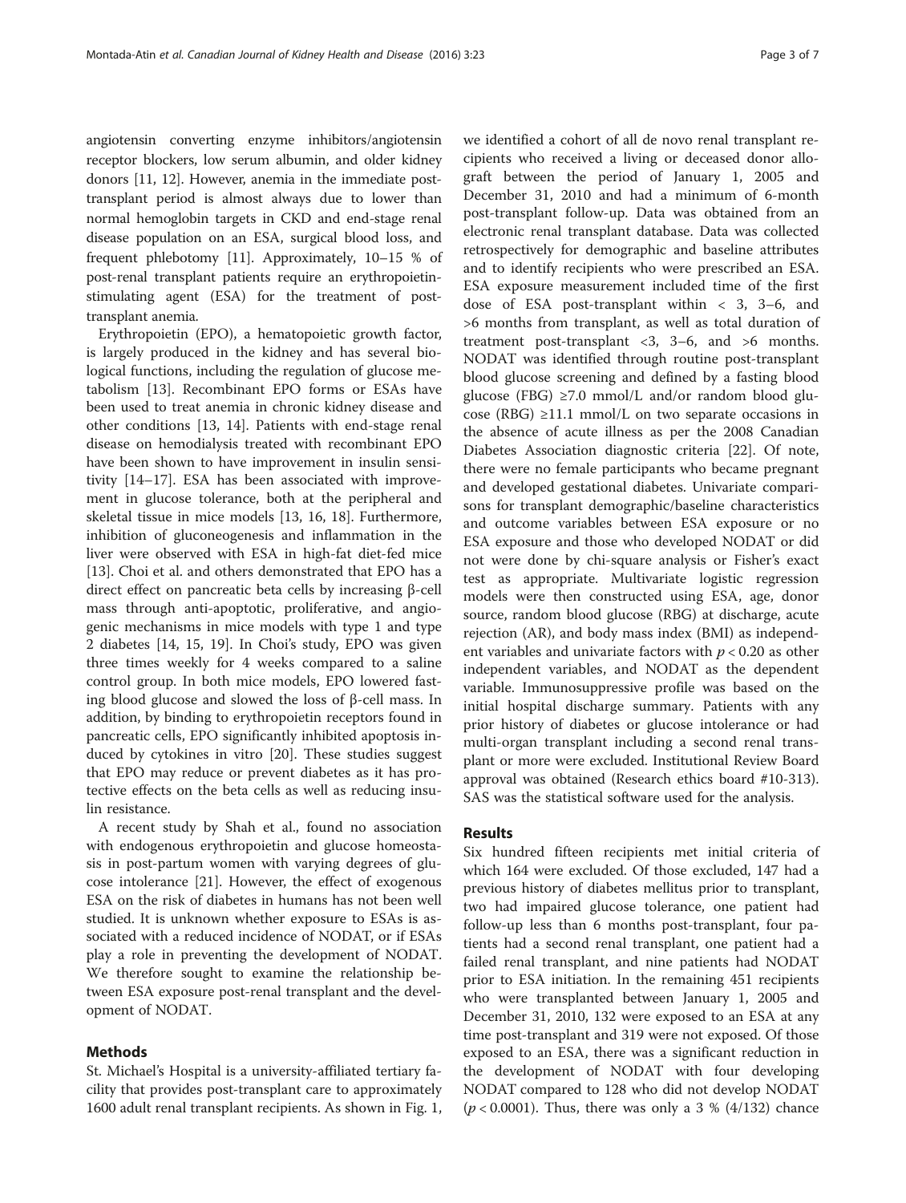angiotensin converting enzyme inhibitors/angiotensin receptor blockers, low serum albumin, and older kidney donors [11, 12]. However, anemia in the immediate post-transplant period is almost always due to lower than normal hemoglobin targets in CKD and end-stage renal disease population on an ESA, surgical blood loss, and frequent phlebotomy [11]. Approximately, 10–15 % of post-renal transplant patients require an erythropoietin-stimulating agent (ESA) for the treatment of post-transplant anemia.

Erythropoietin (EPO), a hematopoietic growth factor, is largely produced in the kidney and has several biological functions, including the regulation of glucose metabolism [13]. Recombinant EPO forms or ESAs have been used to treat anemia in chronic kidney disease and other conditions [13, 14]. Patients with end-stage renal disease on hemodialysis treated with recombinant EPO have been shown to have improvement in insulin sensitivity [14–17]. ESA has been associated with improvement in glucose tolerance, both at the peripheral and skeletal tissue in mice models [13, 16, 18]. Furthermore, inhibition of gluconeogenesis and inflammation in the liver were observed with ESA in high-fat diet-fed mice [13]. Choi et al. and others demonstrated that EPO has a direct effect on pancreatic beta cells by increasing β-cell mass through anti-apoptotic, proliferative, and angiogenic mechanisms in mice models with type 1 and type 2 diabetes [14, 15, 19]. In Choi's study, EPO was given three times weekly for 4 weeks compared to a saline control group. In both mice models, EPO lowered fasting blood glucose and slowed the loss of β-cell mass. In addition, by binding to erythropoietin receptors found in pancreatic cells, EPO significantly inhibited apoptosis induced by cytokines in vitro [20]. These studies suggest that EPO may reduce or prevent diabetes as it has protective effects on the beta cells as well as reducing insulin resistance.

A recent study by Shah et al., found no association with endogenous erythropoietin and glucose homeostasis in post-partum women with varying degrees of glucose intolerance [21]. However, the effect of exogenous ESA on the risk of diabetes in humans has not been well studied. It is unknown whether exposure to ESAs is associated with a reduced incidence of NODAT, or if ESAs play a role in preventing the development of NODAT. We therefore sought to examine the relationship between ESA exposure post-renal transplant and the development of NODAT.

## Methods

St. Michael's Hospital is a university-affiliated tertiary facility that provides post-transplant care to approximately 1600 adult renal transplant recipients. As shown in Fig. 1, we identified a cohort of all de novo renal transplant recipients who received a living or deceased donor allograft between the period of January 1, 2005 and December 31, 2010 and had a minimum of 6-month post-transplant follow-up. Data was obtained from an electronic renal transplant database. Data was collected retrospectively for demographic and baseline attributes and to identify recipients who were prescribed an ESA. ESA exposure measurement included time of the first dose of ESA post-transplant within < 3, 3–6, and >6 months from transplant, as well as total duration of treatment post-transplant <3, 3–6, and >6 months. NODAT was identified through routine post-transplant blood glucose screening and defined by a fasting blood glucose (FBG) ≥7.0 mmol/L and/or random blood glucose (RBG) ≥11.1 mmol/L on two separate occasions in the absence of acute illness as per the 2008 Canadian Diabetes Association diagnostic criteria [22]. Of note, there were no female participants who became pregnant and developed gestational diabetes. Univariate comparisons for transplant demographic/baseline characteristics and outcome variables between ESA exposure or no ESA exposure and those who developed NODAT or did not were done by chi-square analysis or Fisher's exact test as appropriate. Multivariate logistic regression models were then constructed using ESA, age, donor source, random blood glucose (RBG) at discharge, acute rejection (AR), and body mass index (BMI) as independent variables and univariate factors with $p < 0.20$ as other independent variables, and NODAT as the dependent variable. Immunosuppressive profile was based on the initial hospital discharge summary. Patients with any prior history of diabetes or glucose intolerance or had multi-organ transplant including a second renal transplant or more were excluded. Institutional Review Board approval was obtained (Research ethics board #10-313). SAS was the statistical software used for the analysis.

## Results

Six hundred fifteen recipients met initial criteria of which 164 were excluded. Of those excluded, 147 had a previous history of diabetes mellitus prior to transplant, two had impaired glucose tolerance, one patient had follow-up less than 6 months post-transplant, four patients had a second renal transplant, one patient had a failed renal transplant, and nine patients had NODAT prior to ESA initiation. In the remaining 451 recipients who were transplanted between January 1, 2005 and December 31, 2010, 132 were exposed to an ESA at any time post-transplant and 319 were not exposed. Of those exposed to an ESA, there was a significant reduction in the development of NODAT with four developing NODAT compared to 128 who did not develop NODAT ($p < 0.0001$). Thus, there was only a 3 % (4/132) chance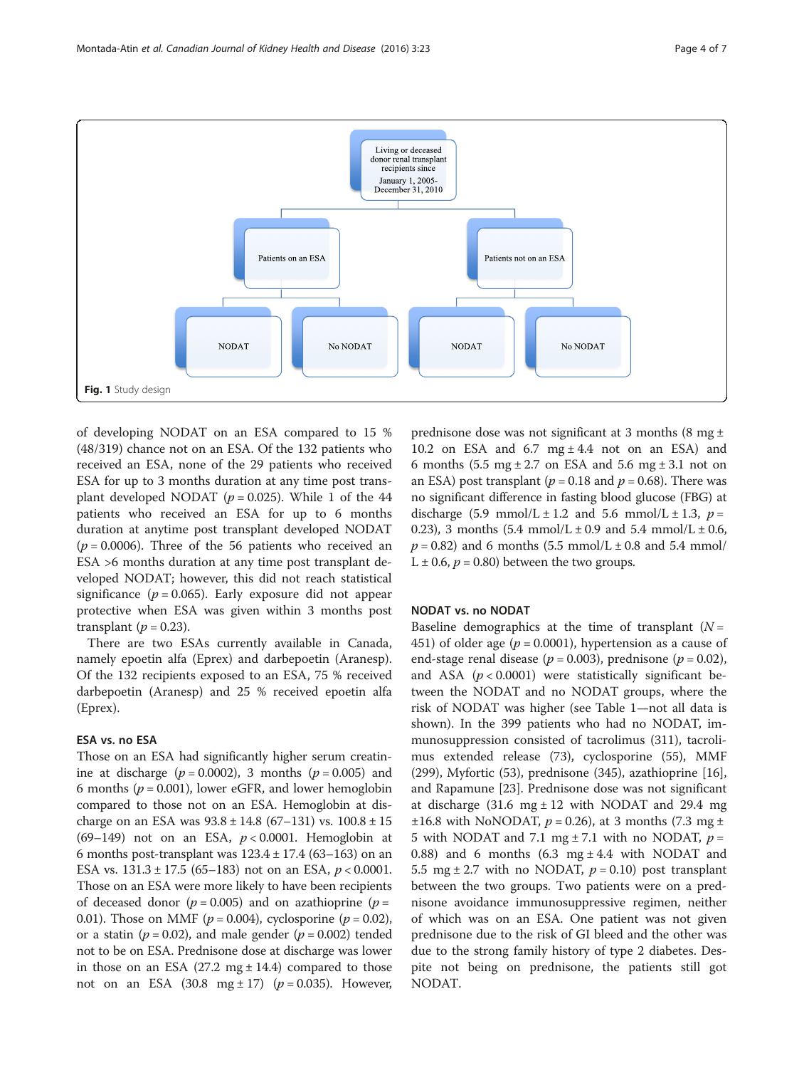Living or deceased donor renal transplant recipients since January 1, 2005-December 31, 2010

Patients on an ESA

Patients not on an ESA

NODAT

No NODAT

NODAT

No NODAT

**Fig. 1** Study design

of developing NODAT on an ESA compared to 15 % (48/319) chance not on an ESA. Of the 132 patients who received an ESA, none of the 29 patients who received ESA for up to 3 months duration at any time post transplant developed NODAT ($p = 0.025$). While 1 of the 44 patients who received an ESA for up to 6 months duration at anytime post transplant developed NODAT ($p = 0.0006$). Three of the 56 patients who received an ESA >6 months duration at any time post transplant developed NODAT; however, this did not reach statistical significance ($p = 0.065$). Early exposure did not appear protective when ESA was given within 3 months post transplant ($p = 0.23$).

There are two ESAs currently available in Canada, namely epoetin alfa (Eprex) and darbepoetin (Aranesp). Of the 132 recipients exposed to an ESA, 75 % received darbepoetin (Aranesp) and 25 % received epoetin alfa (Eprex).

## ESA vs. no ESA

Those on an ESA had significantly higher serum creatinine at discharge ($p = 0.0002$), 3 months ($p = 0.005$) and 6 months ($p = 0.001$), lower eGFR, and lower hemoglobin compared to those not on an ESA. Hemoglobin at discharge on an ESA was 93.8 ± 14.8 (67–131) vs. 100.8 ± 15 (69–149) not on an ESA, $p < 0.0001$. Hemoglobin at 6 months post-transplant was 123.4 ± 17.4 (63–163) on an ESA vs. 131.3 ± 17.5 (65–183) not on an ESA, $p < 0.0001$. Those on an ESA were more likely to have been recipients of deceased donor ($p = 0.005$) and on azathioprine ($p = 0.01$). Those on MMF ($p = 0.004$), cyclosporine ($p = 0.02$), or a statin ($p = 0.02$), and male gender ($p = 0.002$) tended not to be on ESA. Prednisone dose at discharge was lower in those on an ESA (27.2 mg ± 14.4) compared to those not on an ESA (30.8 mg ± 17) ($p = 0.035$). However, prednisone dose was not significant at 3 months (8 mg ± 10.2 on ESA and 6.7 mg ± 4.4 not on an ESA) and 6 months (5.5 mg ± 2.7 on ESA and 5.6 mg ± 3.1 not on an ESA) post transplant ($p = 0.18$ and $p = 0.68$). There was no significant difference in fasting blood glucose (FBG) at discharge (5.9 mmol/L ± 1.2 and 5.6 mmol/L ± 1.3, $p = 0.23$), 3 months (5.4 mmol/L ± 0.9 and 5.4 mmol/L ± 0.6, $p = 0.82$) and 6 months (5.5 mmol/L ± 0.8 and 5.4 mmol/L ± 0.6, $p = 0.80$) between the two groups.

## NODAT vs. no NODAT

Baseline demographics at the time of transplant ($N = 451$) of older age ($p = 0.0001$), hypertension as a cause of end-stage renal disease ($p = 0.003$), prednisone ($p = 0.02$), and ASA ($p < 0.0001$) were statistically significant between the NODAT and no NODAT groups, where the risk of NODAT was higher (see Table 1—not all data is shown). In the 399 patients who had no NODAT, immunosuppression consisted of tacrolimus (311), tacrolimus extended release (73), cyclosporine (55), MMF (299), Myfortic (53), prednisone (345), azathioprine [16], and Rapamune [23]. Prednisone dose was not significant at discharge (31.6 mg ± 12 with NODAT and 29.4 mg ±16.8 with NoNODAT, $p = 0.26$), at 3 months (7.3 mg ± 5 with NODAT and 7.1 mg ± 7.1 with no NODAT, $p = 0.88$) and 6 months (6.3 mg ± 4.4 with NODAT and 5.5 mg ± 2.7 with no NODAT, $p = 0.10$) post transplant between the two groups. Two patients were on a prednisone avoidance immunosuppressive regimen, neither of which was on an ESA. One patient was not given prednisone due to the risk of GI bleed and the other was due to the strong family history of type 2 diabetes. Despite not being on prednisone, the patients still got NODAT.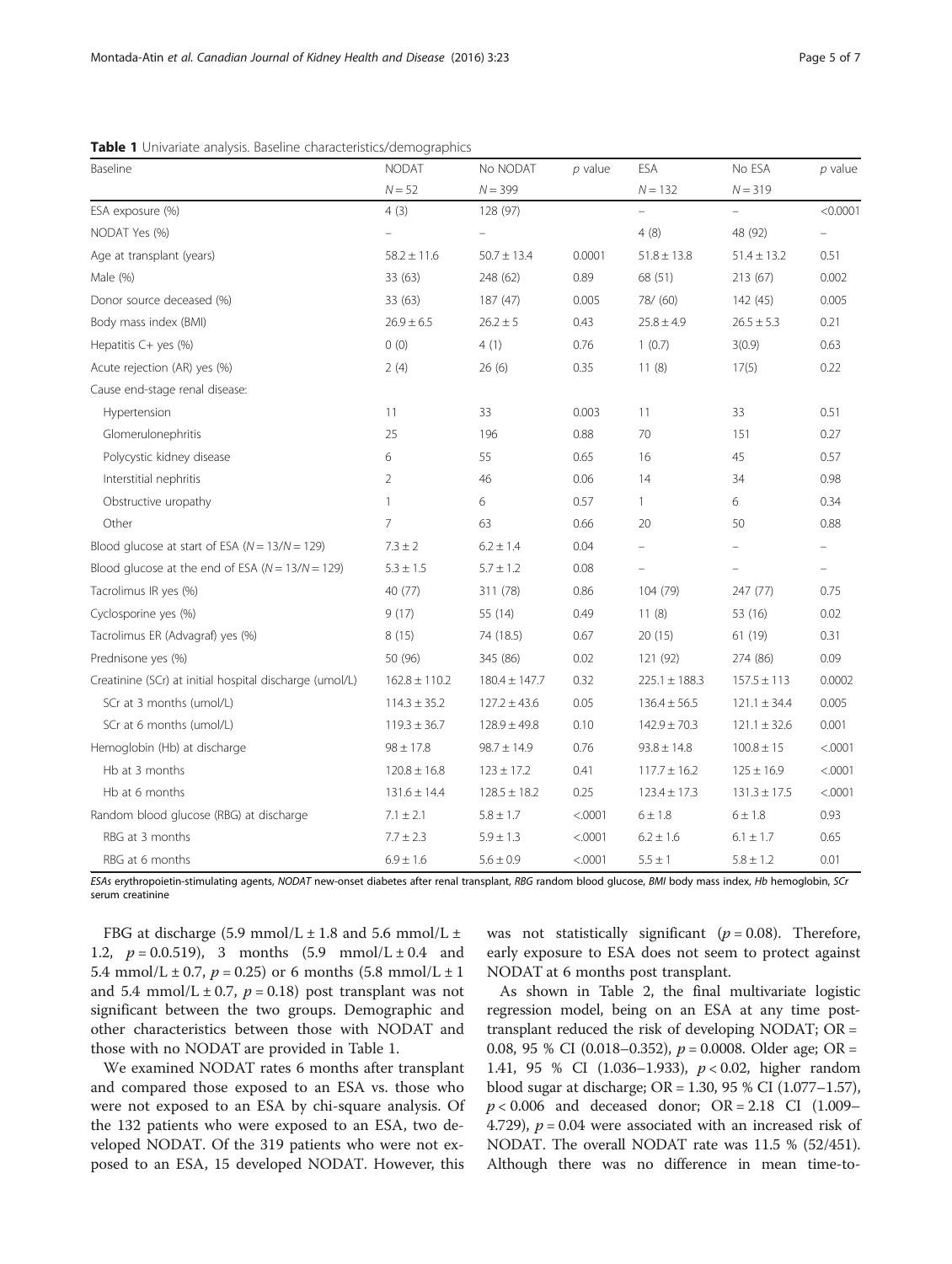**Table 1** Univariate analysis. Baseline characteristics/demographics

| Baseline | NODAT $N = 52$ | No NODAT $N = 399$ | $p$ value | ESA $N = 132$ | No ESA $N = 319$ | $p$ value |
|---|---|---|---|---|---|---|
| ESA exposure (%) | 4 (3) | 128 (97) | | – | – | <0.0001 |
| NODAT Yes (%) | – | – | | 4 (8) | 48 (92) | – |
| Age at transplant (years) | 58.2 ± 11.6 | 50.7 ± 13.4 | 0.0001 | 51.8 ± 13.8 | 51.4 ± 13.2 | 0.51 |
| Male (%) | 33 (63) | 248 (62) | 0.89 | 68 (51) | 213 (67) | 0.002 |
| Donor source deceased (%) | 33 (63) | 187 (47) | 0.005 | 78/ (60) | 142 (45) | 0.005 |
| Body mass index (BMI) | 26.9 ± 6.5 | 26.2 ± 5 | 0.43 | 25.8 ± 4.9 | 26.5 ± 5.3 | 0.21 |
| Hepatitis C+ yes (%) | 0 (0) | 4 (1) | 0.76 | 1 (0.7) | 3(0.9) | 0.63 |
| Acute rejection (AR) yes (%) | 2 (4) | 26 (6) | 0.35 | 11 (8) | 17(5) | 0.22 |
| Cause end-stage renal disease: | | | | | | |
| Hypertension | 11 | 33 | 0.003 | 11 | 33 | 0.51 |
| Glomerulonephritis | 25 | 196 | 0.88 | 70 | 151 | 0.27 |
| Polycystic kidney disease | 6 | 55 | 0.65 | 16 | 45 | 0.57 |
| Interstitial nephritis | 2 | 46 | 0.06 | 14 | 34 | 0.98 |
| Obstructive uropathy | 1 | 6 | 0.57 | 1 | 6 | 0.34 |
| Other | 7 | 63 | 0.66 | 20 | 50 | 0.88 |
| Blood glucose at start of ESA ($N = 13/N = 129$) | 7.3 ± 2 | 6.2 ± 1.4 | 0.04 | – | – | – |
| Blood glucose at the end of ESA ($N = 13/N = 129$) | 5.3 ± 1.5 | 5.7 ± 1.2 | 0.08 | – | – | – |
| Tacrolimus IR yes (%) | 40 (77) | 311 (78) | 0.86 | 104 (79) | 247 (77) | 0.75 |
| Cyclosporine yes (%) | 9 (17) | 55 (14) | 0.49 | 11 (8) | 53 (16) | 0.02 |
| Tacrolimus ER (Advagraf) yes (%) | 8 (15) | 74 (18.5) | 0.67 | 20 (15) | 61 (19) | 0.31 |
| Prednisone yes (%) | 50 (96) | 345 (86) | 0.02 | 121 (92) | 274 (86) | 0.09 |
| Creatinine (SCr) at initial hospital discharge (umol/L) | 162.8 ± 110.2 | 180.4 ± 147.7 | 0.32 | 225.1 ± 188.3 | 157.5 ± 113 | 0.0002 |
| SCr at 3 months (umol/L) | 114.3 ± 35.2 | 127.2 ± 43.6 | 0.05 | 136.4 ± 56.5 | 121.1 ± 34.4 | 0.005 |
| SCr at 6 months (umol/L) | 119.3 ± 36.7 | 128.9 ± 49.8 | 0.10 | 142.9 ± 70.3 | 121.1 ± 32.6 | 0.001 |
| Hemoglobin (Hb) at discharge | 98 ± 17.8 | 98.7 ± 14.9 | 0.76 | 93.8 ± 14.8 | 100.8 ± 15 | <.0001 |
| Hb at 3 months | 120.8 ± 16.8 | 123 ± 17.2 | 0.41 | 117.7 ± 16.2 | 125 ± 16.9 | <.0001 |
| Hb at 6 months | 131.6 ± 14.4 | 128.5 ± 18.2 | 0.25 | 123.4 ± 17.3 | 131.3 ± 17.5 | <.0001 |
| Random blood glucose (RBG) at discharge | 7.1 ± 2.1 | 5.8 ± 1.7 | <.0001 | 6 ± 1.8 | 6 ± 1.8 | 0.93 |
| RBG at 3 months | 7.7 ± 2.3 | 5.9 ± 1.3 | <.0001 | 6.2 ± 1.6 | 6.1 ± 1.7 | 0.65 |
| RBG at 6 months | 6.9 ± 1.6 | 5.6 ± 0.9 | <.0001 | 5.5 ± 1 | 5.8 ± 1.2 | 0.01 |

*ESAs* erythropoietin-stimulating agents, *NODAT* new-onset diabetes after renal transplant, *RBG* random blood glucose, *BMI* body mass index, *Hb* hemoglobin, *SCr* serum creatinine

FBG at discharge (5.9 mmol/L ± 1.8 and 5.6 mmol/L ± 1.2, $p = 0.0.519$), 3 months (5.9 mmol/L ± 0.4 and 5.4 mmol/L ± 0.7, $p = 0.25$) or 6 months (5.8 mmol/L ± 1 and 5.4 mmol/L ± 0.7, $p = 0.18$) post transplant was not significant between the two groups. Demographic and other characteristics between those with NODAT and those with no NODAT are provided in Table 1.

We examined NODAT rates 6 months after transplant and compared those exposed to an ESA vs. those who were not exposed to an ESA by chi-square analysis. Of the 132 patients who were exposed to an ESA, two developed NODAT. Of the 319 patients who were not exposed to an ESA, 15 developed NODAT. However, this was not statistically significant ($p = 0.08$). Therefore, early exposure to ESA does not seem to protect against NODAT at 6 months post transplant.

As shown in Table 2, the final multivariate logistic regression model, being on an ESA at any time post-transplant reduced the risk of developing NODAT; OR = 0.08, 95 % CI (0.018–0.352), $p = 0.0008$. Older age; OR = 1.41, 95 % CI (1.036–1.933), $p < 0.02$, higher random blood sugar at discharge; OR = 1.30, 95 % CI (1.077–1.57), $p < 0.006$ and deceased donor; OR = 2.18 CI (1.009–4.729), $p = 0.04$ were associated with an increased risk of NODAT. The overall NODAT rate was 11.5 % (52/451). Although there was no difference in mean time-to-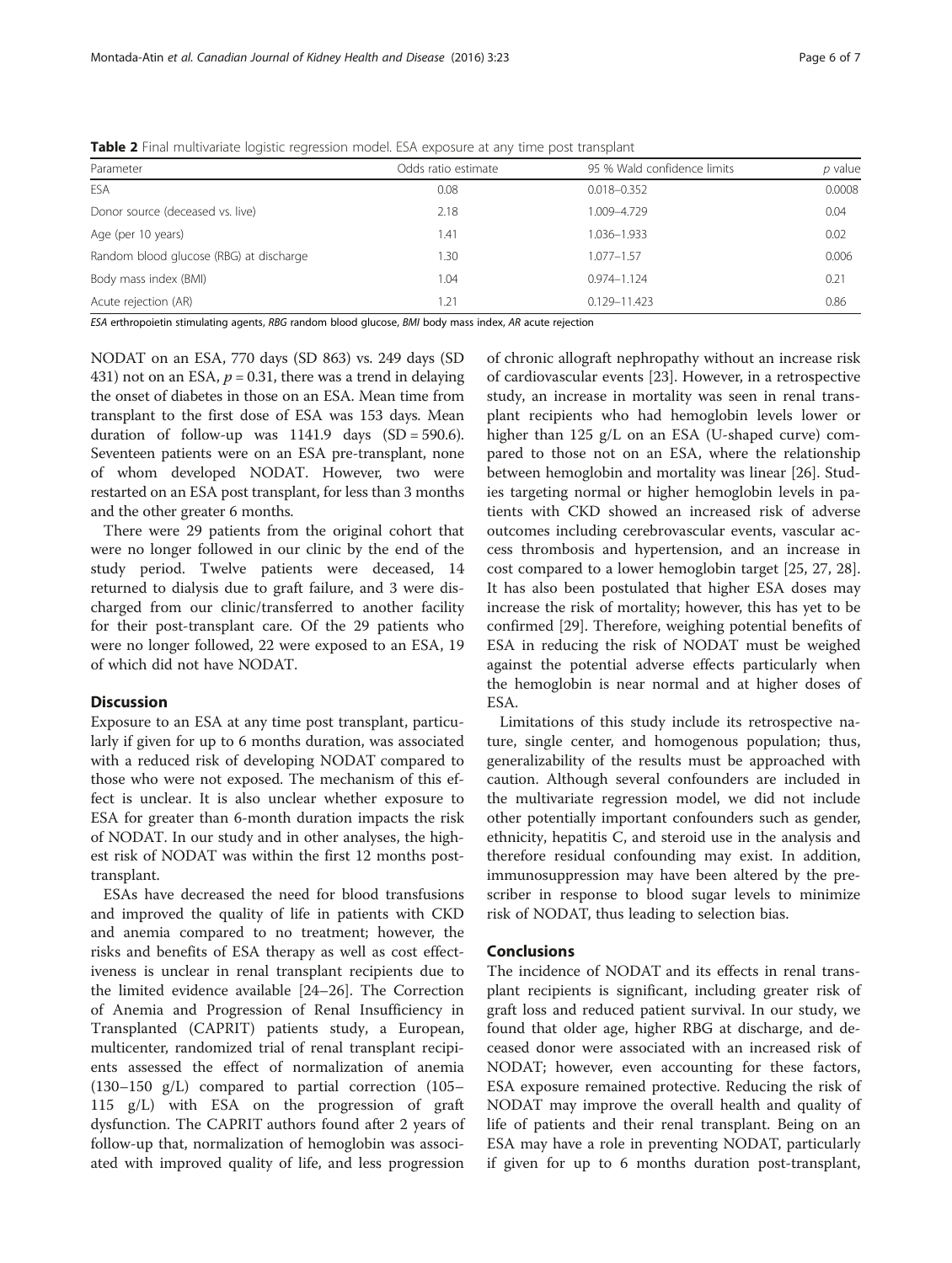**Table 2** Final multivariate logistic regression model. ESA exposure at any time post transplant

| Parameter | Odds ratio estimate | 95 % Wald confidence limits | *p* value |
|---|---|---|---|
| ESA | 0.08 | 0.018–0.352 | 0.0008 |
| Donor source (deceased vs. live) | 2.18 | 1.009–4.729 | 0.04 |
| Age (per 10 years) | 1.41 | 1.036–1.933 | 0.02 |
| Random blood glucose (RBG) at discharge | 1.30 | 1.077–1.57 | 0.006 |
| Body mass index (BMI) | 1.04 | 0.974–1.124 | 0.21 |
| Acute rejection (AR) | 1.21 | 0.129–11.423 | 0.86 |

*ESA* erthropoietin stimulating agents, *RBG* random blood glucose, *BMI* body mass index, *AR* acute rejection

NODAT on an ESA, 770 days (SD 863) vs. 249 days (SD 431) not on an ESA, $p = 0.31$, there was a trend in delaying the onset of diabetes in those on an ESA. Mean time from transplant to the first dose of ESA was 153 days. Mean duration of follow-up was 1141.9 days (SD = 590.6). Seventeen patients were on an ESA pre-transplant, none of whom developed NODAT. However, two were restarted on an ESA post transplant, for less than 3 months and the other greater 6 months.

There were 29 patients from the original cohort that were no longer followed in our clinic by the end of the study period. Twelve patients were deceased, 14 returned to dialysis due to graft failure, and 3 were discharged from our clinic/transferred to another facility for their post-transplant care. Of the 29 patients who were no longer followed, 22 were exposed to an ESA, 19 of which did not have NODAT.

## Discussion

Exposure to an ESA at any time post transplant, particularly if given for up to 6 months duration, was associated with a reduced risk of developing NODAT compared to those who were not exposed. The mechanism of this effect is unclear. It is also unclear whether exposure to ESA for greater than 6-month duration impacts the risk of NODAT. In our study and in other analyses, the highest risk of NODAT was within the first 12 months post-transplant.

ESAs have decreased the need for blood transfusions and improved the quality of life in patients with CKD and anemia compared to no treatment; however, the risks and benefits of ESA therapy as well as cost effectiveness is unclear in renal transplant recipients due to the limited evidence available [24–26]. The Correction of Anemia and Progression of Renal Insufficiency in Transplanted (CAPRIT) patients study, a European, multicenter, randomized trial of renal transplant recipients assessed the effect of normalization of anemia (130–150 g/L) compared to partial correction (105–115 g/L) with ESA on the progression of graft dysfunction. The CAPRIT authors found after 2 years of follow-up that, normalization of hemoglobin was associated with improved quality of life, and less progression of chronic allograft nephropathy without an increase risk of cardiovascular events [23]. However, in a retrospective study, an increase in mortality was seen in renal transplant recipients who had hemoglobin levels lower or higher than 125 g/L on an ESA (U-shaped curve) compared to those not on an ESA, where the relationship between hemoglobin and mortality was linear [26]. Studies targeting normal or higher hemoglobin levels in patients with CKD showed an increased risk of adverse outcomes including cerebrovascular events, vascular access thrombosis and hypertension, and an increase in cost compared to a lower hemoglobin target [25, 27, 28]. It has also been postulated that higher ESA doses may increase the risk of mortality; however, this has yet to be confirmed [29]. Therefore, weighing potential benefits of ESA in reducing the risk of NODAT must be weighed against the potential adverse effects particularly when the hemoglobin is near normal and at higher doses of ESA.

Limitations of this study include its retrospective nature, single center, and homogenous population; thus, generalizability of the results must be approached with caution. Although several confounders are included in the multivariate regression model, we did not include other potentially important confounders such as gender, ethnicity, hepatitis C, and steroid use in the analysis and therefore residual confounding may exist. In addition, immunosuppression may have been altered by the prescriber in response to blood sugar levels to minimize risk of NODAT, thus leading to selection bias.

## Conclusions

The incidence of NODAT and its effects in renal transplant recipients is significant, including greater risk of graft loss and reduced patient survival. In our study, we found that older age, higher RBG at discharge, and deceased donor were associated with an increased risk of NODAT; however, even accounting for these factors, ESA exposure remained protective. Reducing the risk of NODAT may improve the overall health and quality of life of patients and their renal transplant. Being on an ESA may have a role in preventing NODAT, particularly if given for up to 6 months duration post-transplant,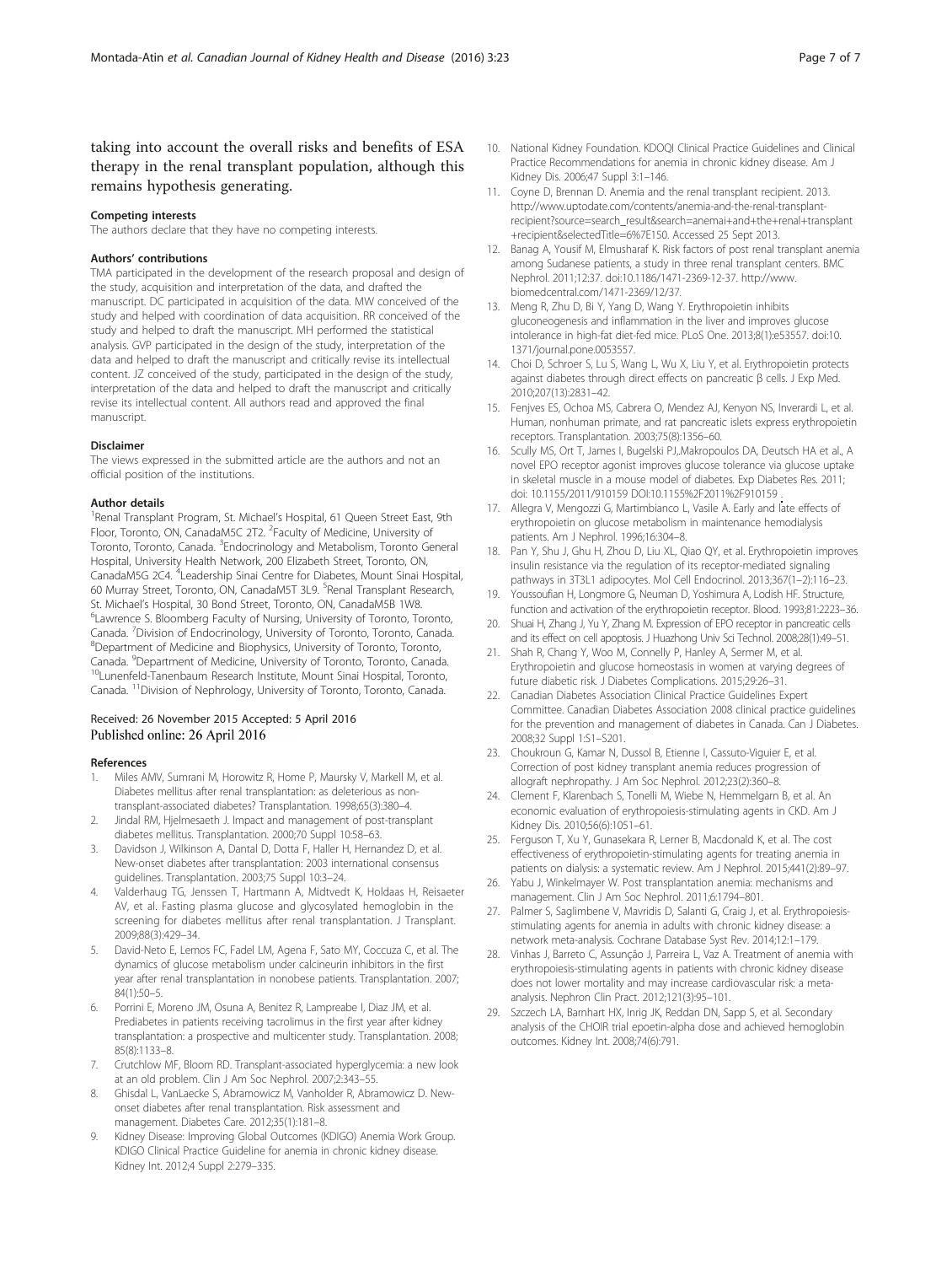taking into account the overall risks and benefits of ESA therapy in the renal transplant population, although this remains hypothesis generating.

#### Competing interests
The authors declare that they have no competing interests.

#### Authors' contributions
TMA participated in the development of the research proposal and design of the study, acquisition and interpretation of the data, and drafted the manuscript. DC participated in acquisition of the data. MW conceived of the study and helped with coordination of data acquisition. RR conceived of the study and helped to draft the manuscript. MH performed the statistical analysis. GVP participated in the design of the study, interpretation of the data and helped to draft the manuscript and critically revise its intellectual content. JZ conceived of the study, participated in the design of the study, interpretation of the data and helped to draft the manuscript and critically revise its intellectual content. All authors read and approved the final manuscript.

#### Disclaimer
The views expressed in the submitted article are the authors and not an official position of the institutions.

#### Author details
[1]Renal Transplant Program, St. Michael's Hospital, 61 Queen Street East, 9th Floor, Toronto, ON, CanadaM5C 2T2. [2]Faculty of Medicine, University of Toronto, Toronto, Canada. [3]Endocrinology and Metabolism, Toronto General Hospital, University Health Network, 200 Elizabeth Street, Toronto, ON, CanadaM5G 2C4. [4]Leadership Sinai Centre for Diabetes, Mount Sinai Hospital, 60 Murray Street, Toronto, ON, CanadaM5T 3L9. [5]Renal Transplant Research, St. Michael's Hospital, 30 Bond Street, Toronto, ON, CanadaM5B 1W8. [6]Lawrence S. Bloomberg Faculty of Nursing, University of Toronto, Toronto, Canada. [7]Division of Endocrinology, University of Toronto, Toronto, Canada. [8]Department of Medicine and Biophysics, University of Toronto, Toronto, Canada. [9]Department of Medicine, University of Toronto, Toronto, Canada. [10]Lunenfeld-Tanenbaum Research Institute, Mount Sinai Hospital, Toronto, Canada. [11]Division of Nephrology, University of Toronto, Toronto, Canada.

Received: 26 November 2015 Accepted: 5 April 2016
Published online: 26 April 2016

#### References
1. Miles AMV, Sumrani M, Horowitz R, Home P, Maursky V, Markell M, et al. Diabetes mellitus after renal transplantation: as deleterious as non-transplant-associated diabetes? Transplantation. 1998;65(3):380–4.
2. Jindal RM, Hjelmesaeth J. Impact and management of post-transplant diabetes mellitus. Transplantation. 2000;70 Suppl 10:58–63.
3. Davidson J, Wilkinson A, Dantal D, Dotta F, Haller H, Hernandez D, et al. New-onset diabetes after transplantation: 2003 international consensus guidelines. Transplantation. 2003;75 Suppl 10:3–24.
4. Valderhaug TG, Jenssen T, Hartmann A, Midtvedt K, Holdaas H, Reisaeter AV, et al. Fasting plasma glucose and glycosylated hemoglobin in the screening for diabetes mellitus after renal transplantation. J Transplant. 2009;88(3):429–34.
5. David-Neto E, Lemos FC, Fadel LM, Agena F, Sato MY, Coccuza C, et al. The dynamics of glucose metabolism under calcineurin inhibitors in the first year after renal transplantation in nonobese patients. Transplantation. 2007; 84(1):50–5.
6. Porrini E, Moreno JM, Osuna A, Benitez R, Lampreabe I, Diaz JM, et al. Prediabetes in patients receiving tacrolimus in the first year after kidney transplantation: a prospective and multicenter study. Transplantation. 2008; 85(8):1133–8.
7. Crutchlow MF, Bloom RD. Transplant-associated hyperglycemia: a new look at an old problem. Clin J Am Soc Nephrol. 2007;2:343–55.
8. Ghisdal L, VanLaecke S, Abramowicz M, Vanholder R, Abramowicz D. New-onset diabetes after renal transplantation. Risk assessment and management. Diabetes Care. 2012;35(1):181–8.
9. Kidney Disease: Improving Global Outcomes (KDIGO) Anemia Work Group. KDIGO Clinical Practice Guideline for anemia in chronic kidney disease. Kidney Int. 2012;4 Suppl 2:279–335.
10. National Kidney Foundation. KDOQI Clinical Practice Guidelines and Clinical Practice Recommendations for anemia in chronic kidney disease. Am J Kidney Dis. 2006;47 Suppl 3:1–146.
11. Coyne D, Brennan D. Anemia and the renal transplant recipient. 2013. http://www.uptodate.com/contents/anemia-and-the-renal-transplant-recipient?source=search_result&search=anemai+and+the+renal+transplant+recipient&selectedTitle=6%7E150. Accessed 25 Sept 2013.
12. Banag A, Yousif M, Elmusharaf K. Risk factors of post renal transplant anemia among Sudanese patients, a study in three renal transplant centers. BMC Nephrol. 2011;12:37. doi:10.1186/1471-2369-12-37. http://www.biomedcentral.com/1471-2369/12/37.
13. Meng R, Zhu D, Bi Y, Yang D, Wang Y. Erythropoietin inhibits gluconeogenesis and inflammation in the liver and improves glucose intolerance in high-fat diet-fed mice. PLoS One. 2013;8(1):e53557. doi:10.1371/journal.pone.0053557.
14. Choi D, Schroer S, Lu S, Wang L, Wu X, Liu Y, et al. Erythropoietin protects against diabetes through direct effects on pancreatic β cells. J Exp Med. 2010;207(13):2831–42.
15. Fenjves ES, Ochoa MS, Cabrera O, Mendez AJ, Kenyon NS, Inverardi L, et al. Human, nonhuman primate, and rat pancreatic islets express erythropoietin receptors. Transplantation. 2003;75(8):1356–60.
16. Scully MS, Ort T, James I, Bugelski PJ,.Makropoulos DA, Deutsch HA et al., A novel EPO receptor agonist improves glucose tolerance via glucose uptake in skeletal muscle in a mouse model of diabetes. Exp Diabetes Res. 2011; doi: 10.1155/2011/910159 DOI:10.1155%2F2011%2F910159 .
17. Allegra V, Mengozzi G, Martimbianco L, Vasile A. Early and late effects of erythropoietin on glucose metabolism in maintenance hemodialysis patients. Am J Nephrol. 1996;16:304–8.
18. Pan Y, Shu J, Ghu H, Zhou D, Liu XL, Qiao QY, et al. Erythropoietin improves insulin resistance via the regulation of its receptor-mediated signaling pathways in 3T3L1 adipocytes. Mol Cell Endocrinol. 2013;367(1–2):116–23.
19. Youssoufian H, Longmore G, Neuman D, Yoshimura A, Lodish HF. Structure, function and activation of the erythropoietin receptor. Blood. 1993;81:2223–36.
20. Shuai H, Zhang J, Yu Y, Zhang M. Expression of EPO receptor in pancreatic cells and its effect on cell apoptosis. J Huazhong Univ Sci Technol. 2008;28(1):49–51.
21. Shah R, Chang Y, Woo M, Connelly P, Hanley A, Sermer M, et al. Erythropoietin and glucose homeostasis in women at varying degrees of future diabetic risk. J Diabetes Complications. 2015;29:26–31.
22. Canadian Diabetes Association Clinical Practice Guidelines Expert Committee. Canadian Diabetes Association 2008 clinical practice guidelines for the prevention and management of diabetes in Canada. Can J Diabetes. 2008;32 Suppl 1:S1–S201.
23. Choukroun G, Kamar N, Dussol B, Etienne I, Cassuto-Viguier E, et al. Correction of post kidney transplant anemia reduces progression of allograft nephropathy. J Am Soc Nephrol. 2012;23(2):360–8.
24. Clement F, Klarenbach S, Tonelli M, Wiebe N, Hemmelgarn B, et al. An economic evaluation of erythropoiesis-stimulating agents in CKD. Am J Kidney Dis. 2010;56(6):1051–61.
25. Ferguson T, Xu Y, Gunasekara R, Lerner B, Macdonald K, et al. The cost effectiveness of erythropoietin-stimulating agents for treating anemia in patients on dialysis: a systematic review. Am J Nephrol. 2015;441(2):89–97.
26. Yabu J, Winkelmayer W. Post transplantation anemia: mechanisms and management. Clin J Am Soc Nephrol. 2011;6:1794–801.
27. Palmer S, Saglimbene V, Mavridis D, Salanti G, Craig J, et al. Erythropoiesis-stimulating agents for anemia in adults with chronic kidney disease: a network meta-analysis. Cochrane Database Syst Rev. 2014;12:1–179.
28. Vinhas J, Barreto C, Assunção J, Parreira L, Vaz A. Treatment of anemia with erythropoiesis-stimulating agents in patients with chronic kidney disease does not lower mortality and may increase cardiovascular risk: a meta-analysis. Nephron Clin Pract. 2012;121(3):95–101.
29. Szczech LA, Barnhart HX, Inrig JK, Reddan DN, Sapp S, et al. Secondary analysis of the CHOIR trial epoetin-alpha dose and achieved hemoglobin outcomes. Kidney Int. 2008;74(6):791.